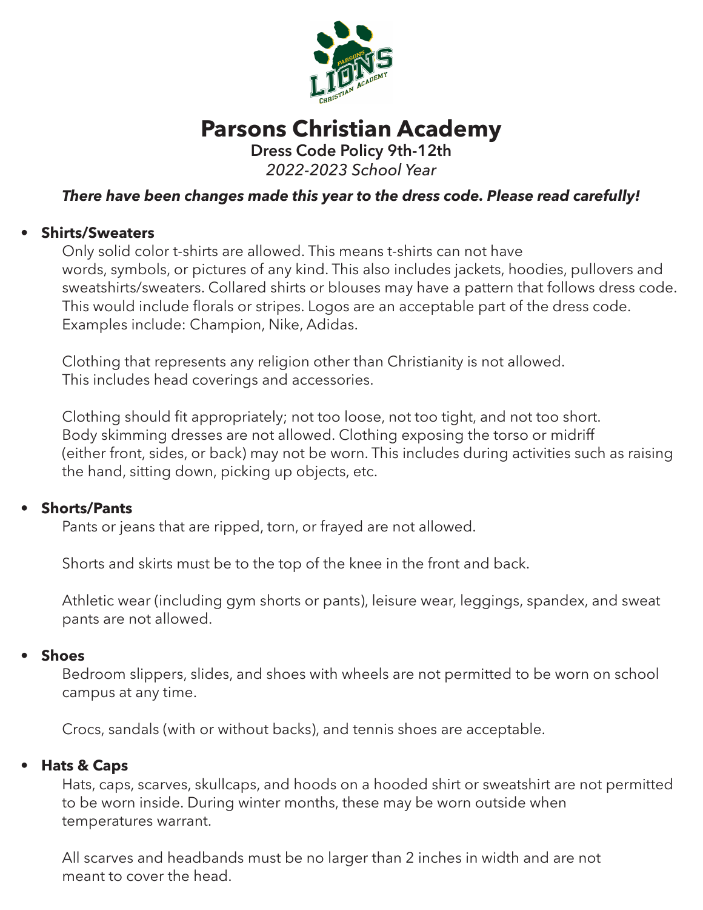# Parsons Christian Academy

**Dress Code Policy 9th-12th**

*2022-2023 School Year*

***There have been changes made this year to the dress code. Please read carefully!***

- **Shirts/Sweaters**

  Only solid color t-shirts are allowed. This means t-shirts can not have words, symbols, or pictures of any kind. This also includes jackets, hoodies, pullovers and sweatshirts/sweaters. Collared shirts or blouses may have a pattern that follows dress code. This would include florals or stripes. Logos are an acceptable part of the dress code. Examples include: Champion, Nike, Adidas.

  Clothing that represents any religion other than Christianity is not allowed. This includes head coverings and accessories.

  Clothing should fit appropriately; not too loose, not too tight, and not too short. Body skimming dresses are not allowed. Clothing exposing the torso or midriff (either front, sides, or back) may not be worn. This includes during activities such as raising the hand, sitting down, picking up objects, etc.

- **Shorts/Pants**

  Pants or jeans that are ripped, torn, or frayed are not allowed.

  Shorts and skirts must be to the top of the knee in the front and back.

  Athletic wear (including gym shorts or pants), leisure wear, leggings, spandex, and sweat pants are not allowed.

- **Shoes**

  Bedroom slippers, slides, and shoes with wheels are not permitted to be worn on school campus at any time.

  Crocs, sandals (with or without backs), and tennis shoes are acceptable.

- **Hats & Caps**

  Hats, caps, scarves, skullcaps, and hoods on a hooded shirt or sweatshirt are not permitted to be worn inside. During winter months, these may be worn outside when temperatures warrant.

  All scarves and headbands must be no larger than 2 inches in width and are not meant to cover the head.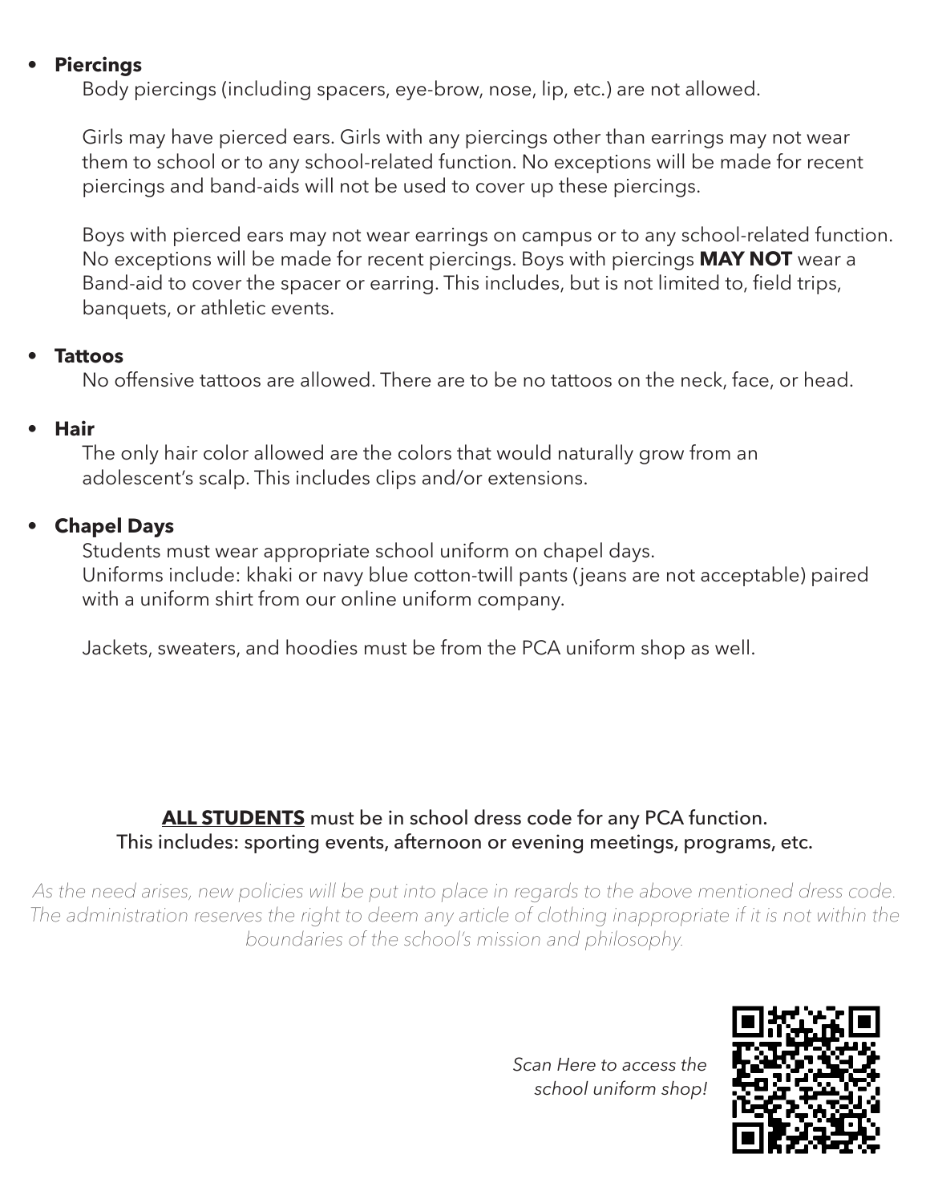- **Piercings**

  Body piercings (including spacers, eye-brow, nose, lip, etc.) are not allowed.

  Girls may have pierced ears. Girls with any piercings other than earrings may not wear them to school or to any school-related function. No exceptions will be made for recent piercings and band-aids will not be used to cover up these piercings.

  Boys with pierced ears may not wear earrings on campus or to any school-related function. No exceptions will be made for recent piercings. Boys with piercings **MAY NOT** wear a Band-aid to cover the spacer or earring. This includes, but is not limited to, field trips, banquets, or athletic events.

- **Tattoos**

  No offensive tattoos are allowed. There are to be no tattoos on the neck, face, or head.

- **Hair**

  The only hair color allowed are the colors that would naturally grow from an adolescent's scalp. This includes clips and/or extensions.

- **Chapel Days**

  Students must wear appropriate school uniform on chapel days.
  Uniforms include: khaki or navy blue cotton-twill pants (jeans are not acceptable) paired with a uniform shirt from our online uniform company.

  Jackets, sweaters, and hoodies must be from the PCA uniform shop as well.

**ALL STUDENTS** must be in school dress code for any PCA function.
This includes: sporting events, afternoon or evening meetings, programs, etc.

*As the need arises, new policies will be put into place in regards to the above mentioned dress code. The administration reserves the right to deem any article of clothing inappropriate if it is not within the boundaries of the school's mission and philosophy.*

*Scan Here to access the school uniform shop!*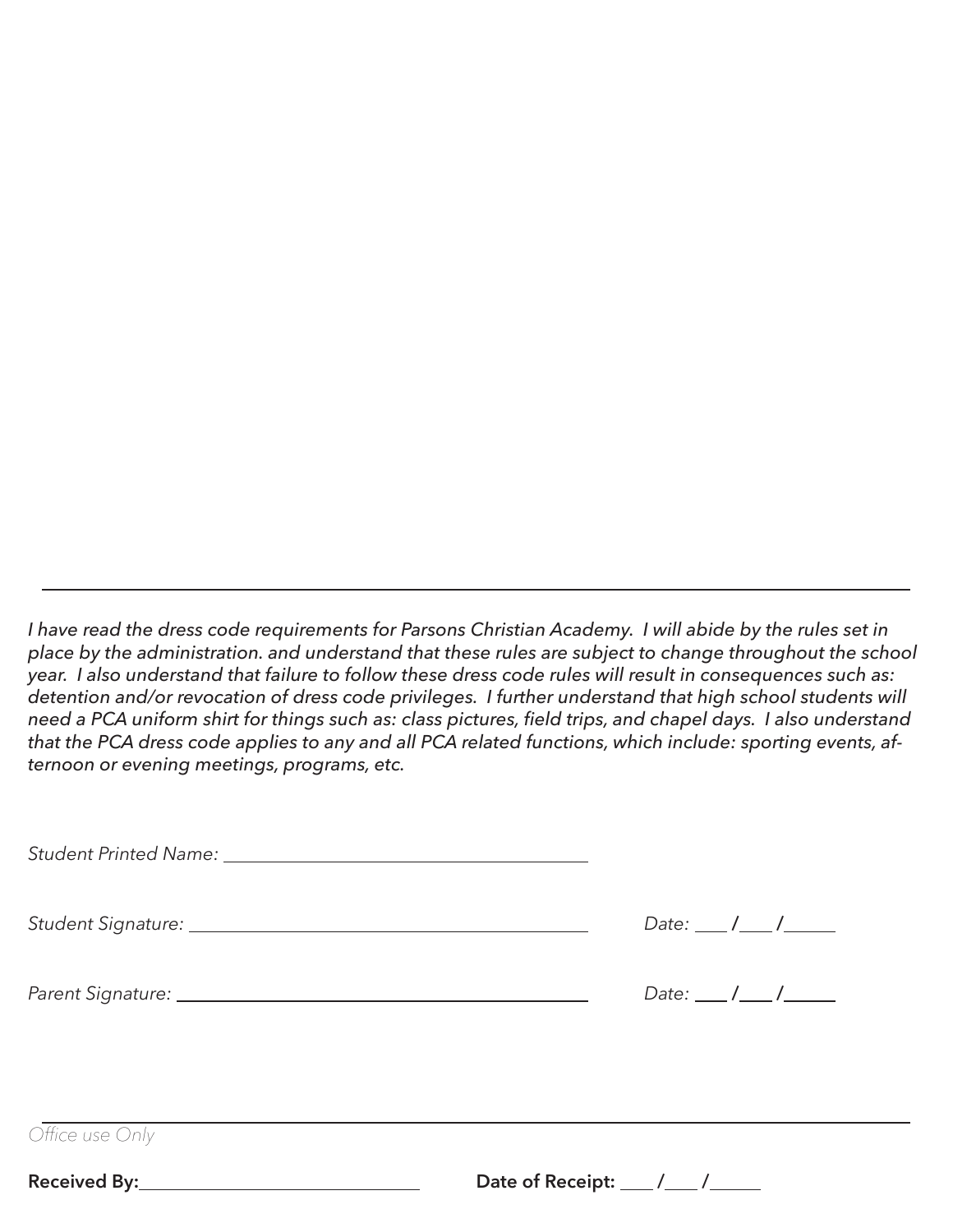---

*I have read the dress code requirements for Parsons Christian Academy. I will abide by the rules set in place by the administration. and understand that these rules are subject to change throughout the school year. I also understand that failure to follow these dress code rules will result in consequences such as: detention and/or revocation of dress code privileges. I further understand that high school students will need a PCA uniform shirt for things such as: class pictures, field trips, and chapel days. I also understand that the PCA dress code applies to any and all PCA related functions, which include: sporting events, afternoon or evening meetings, programs, etc.*

*Student Printed Name:* ______________________________

*Student Signature:* ______________________________ *Date:* ___ / ___ / _____

*Parent Signature:* ______________________________ *Date:* ___ / ___ / _____

---

*Office use Only*

**Received By:** ________________________ **Date of Receipt:** ___ / ___ / _____